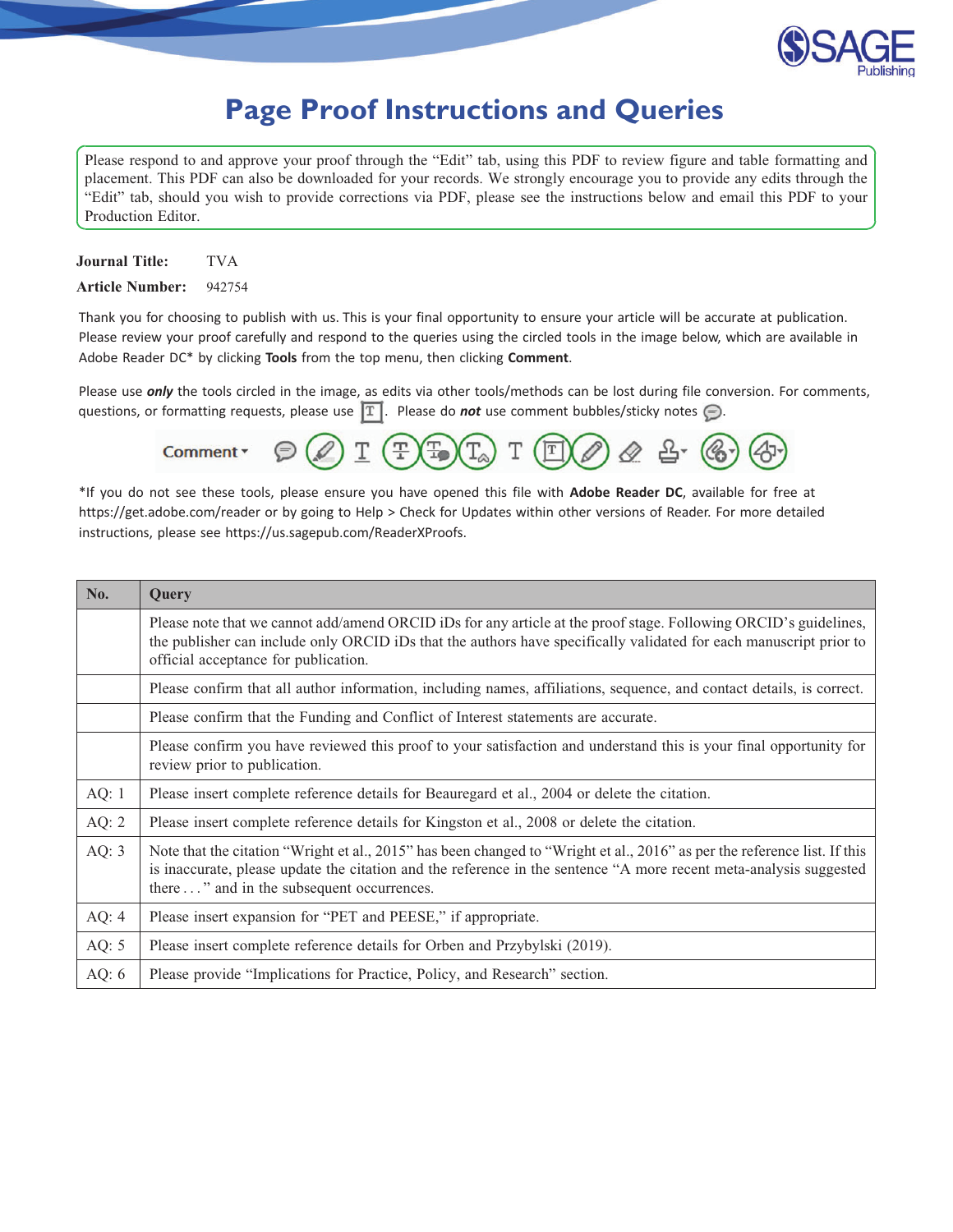# Page Proof Instructions and Queries

Please respond to and approve your proof through the "Edit" tab, using this PDF to review figure and table formatting and placement. This PDF can also be downloaded for your records. We strongly encourage you to provide any edits through the "Edit" tab, should you wish to provide corrections via PDF, please see the instructions below and email this PDF to your Production Editor.

**Journal Title:** TVA

**Article Number:** 942754

Thank you for choosing to publish with us. This is your final opportunity to ensure your article will be accurate at publication. Please review your proof carefully and respond to the queries using the circled tools in the image below, which are available in Adobe Reader DC* by clicking **Tools** from the top menu, then clicking **Comment**.

Please use ***only*** the tools circled in the image, as edits via other tools/methods can be lost during file conversion. For comments, questions, or formatting requests, please use [T]. Please do ***not*** use comment bubbles/sticky notes.

*If you do not see these tools, please ensure you have opened this file with **Adobe Reader DC**, available for free at https://get.adobe.com/reader or by going to Help > Check for Updates within other versions of Reader. For more detailed instructions, please see https://us.sagepub.com/ReaderXProofs.

| No. | Query |
| --- | --- |
| | Please note that we cannot add/amend ORCID iDs for any article at the proof stage. Following ORCID's guidelines, the publisher can include only ORCID iDs that the authors have specifically validated for each manuscript prior to official acceptance for publication. |
| | Please confirm that all author information, including names, affiliations, sequence, and contact details, is correct. |
| | Please confirm that the Funding and Conflict of Interest statements are accurate. |
| | Please confirm you have reviewed this proof to your satisfaction and understand this is your final opportunity for review prior to publication. |
| AQ: 1 | Please insert complete reference details for Beauregard et al., 2004 or delete the citation. |
| AQ: 2 | Please insert complete reference details for Kingston et al., 2008 or delete the citation. |
| AQ: 3 | Note that the citation "Wright et al., 2015" has been changed to "Wright et al., 2016" as per the reference list. If this is inaccurate, please update the citation and the reference in the sentence "A more recent meta-analysis suggested there . . . " and in the subsequent occurrences. |
| AQ: 4 | Please insert expansion for "PET and PEESE," if appropriate. |
| AQ: 5 | Please insert complete reference details for Orben and Przybylski (2019). |
| AQ: 6 | Please provide "Implications for Practice, Policy, and Research" section. |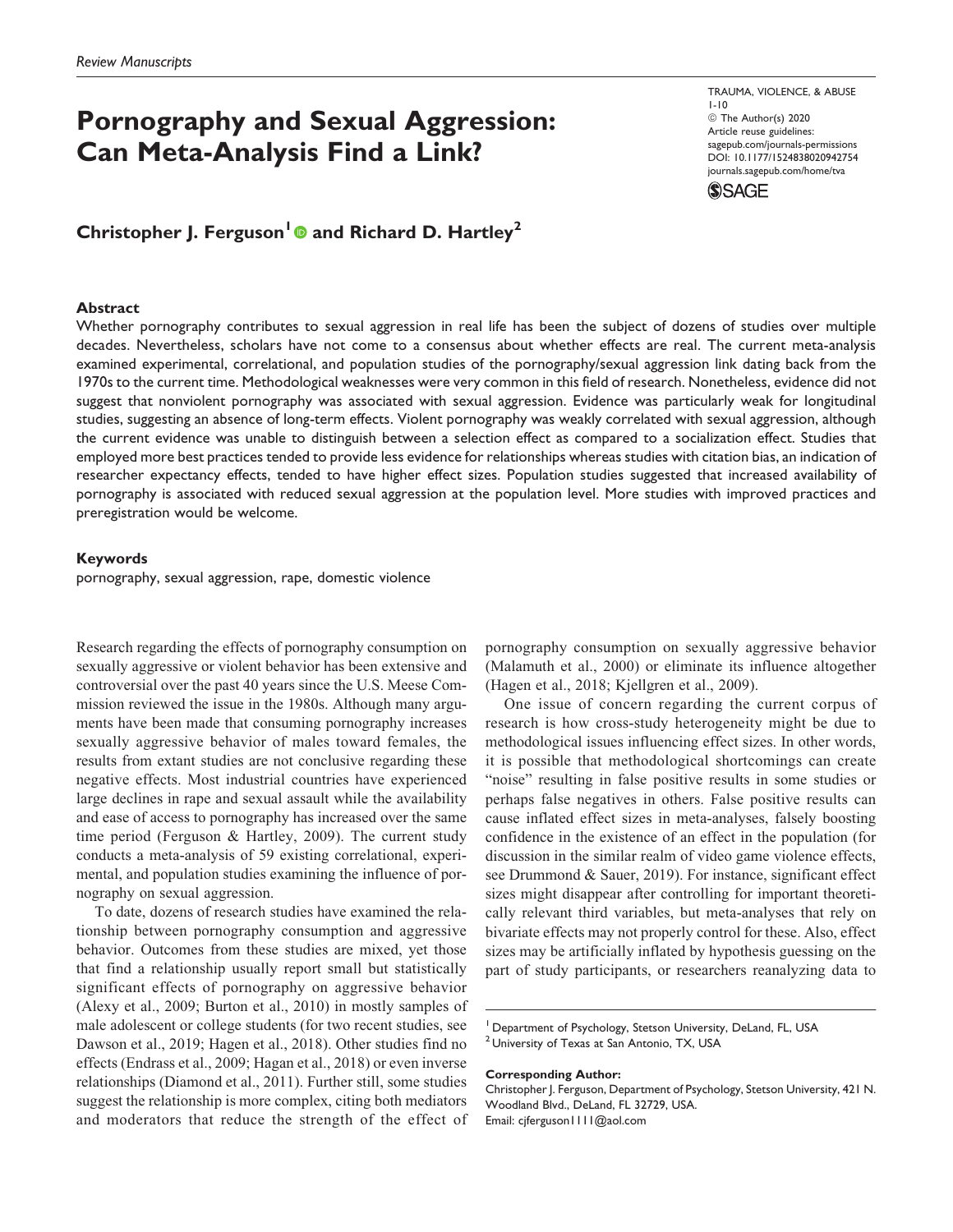# Pornography and Sexual Aggression: Can Meta-Analysis Find a Link?

**Christopher J. Ferguson[1] and Richard D. Hartley[2]**

## Abstract

Whether pornography contributes to sexual aggression in real life has been the subject of dozens of studies over multiple decades. Nevertheless, scholars have not come to a consensus about whether effects are real. The current meta-analysis examined experimental, correlational, and population studies of the pornography/sexual aggression link dating back from the 1970s to the current time. Methodological weaknesses were very common in this field of research. Nonetheless, evidence did not suggest that nonviolent pornography was associated with sexual aggression. Evidence was particularly weak for longitudinal studies, suggesting an absence of long-term effects. Violent pornography was weakly correlated with sexual aggression, although the current evidence was unable to distinguish between a selection effect as compared to a socialization effect. Studies that employed more best practices tended to provide less evidence for relationships whereas studies with citation bias, an indication of researcher expectancy effects, tended to have higher effect sizes. Population studies suggested that increased availability of pornography is associated with reduced sexual aggression at the population level. More studies with improved practices and preregistration would be welcome.

## Keywords

pornography, sexual aggression, rape, domestic violence

Research regarding the effects of pornography consumption on sexually aggressive or violent behavior has been extensive and controversial over the past 40 years since the U.S. Meese Commission reviewed the issue in the 1980s. Although many arguments have been made that consuming pornography increases sexually aggressive behavior of males toward females, the results from extant studies are not conclusive regarding these negative effects. Most industrial countries have experienced large declines in rape and sexual assault while the availability and ease of access to pornography has increased over the same time period (Ferguson & Hartley, 2009). The current study conducts a meta-analysis of 59 existing correlational, experimental, and population studies examining the influence of pornography on sexual aggression.

To date, dozens of research studies have examined the relationship between pornography consumption and aggressive behavior. Outcomes from these studies are mixed, yet those that find a relationship usually report small but statistically significant effects of pornography on aggressive behavior (Alexy et al., 2009; Burton et al., 2010) in mostly samples of male adolescent or college students (for two recent studies, see Dawson et al., 2019; Hagen et al., 2018). Other studies find no effects (Endrass et al., 2009; Hagan et al., 2018) or even inverse relationships (Diamond et al., 2011). Further still, some studies suggest the relationship is more complex, citing both mediators and moderators that reduce the strength of the effect of pornography consumption on sexually aggressive behavior (Malamuth et al., 2000) or eliminate its influence altogether (Hagen et al., 2018; Kjellgren et al., 2009).

One issue of concern regarding the current corpus of research is how cross-study heterogeneity might be due to methodological issues influencing effect sizes. In other words, it is possible that methodological shortcomings can create "noise" resulting in false positive results in some studies or perhaps false negatives in others. False positive results can cause inflated effect sizes in meta-analyses, falsely boosting confidence in the existence of an effect in the population (for discussion in the similar realm of video game violence effects, see Drummond & Sauer, 2019). For instance, significant effect sizes might disappear after controlling for important theoretically relevant third variables, but meta-analyses that rely on bivariate effects may not properly control for these. Also, effect sizes may be artificially inflated by hypothesis guessing on the part of study participants, or researchers reanalyzing data to

[1] Department of Psychology, Stetson University, DeLand, FL, USA
[2] University of Texas at San Antonio, TX, USA

**Corresponding Author:**
Christopher J. Ferguson, Department of Psychology, Stetson University, 421 N. Woodland Blvd., DeLand, FL 32729, USA.
Email: cjferguson1111@aol.com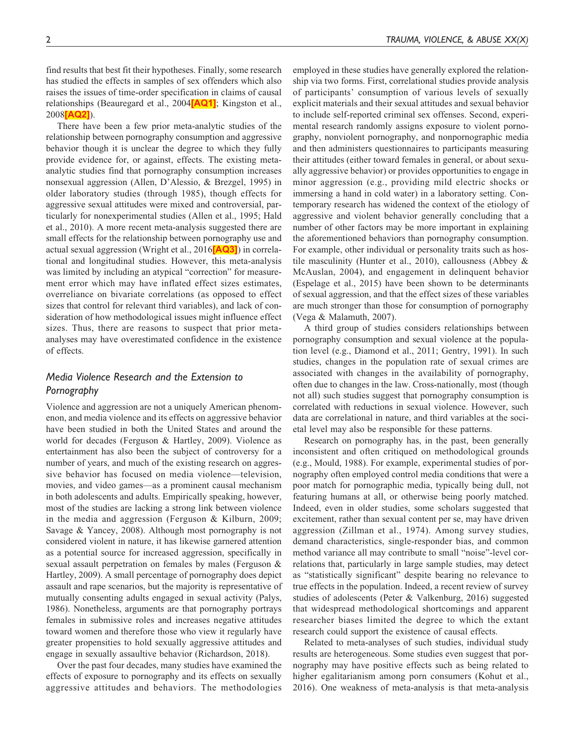find results that best fit their hypotheses. Finally, some research has studied the effects in samples of sex offenders which also raises the issues of time-order specification in claims of causal relationships (Beauregard et al., 2004[AQ1]; Kingston et al., 2008[AQ2]).

There have been a few prior meta-analytic studies of the relationship between pornography consumption and aggressive behavior though it is unclear the degree to which they fully provide evidence for, or against, effects. The existing meta-analytic studies find that pornography consumption increases nonsexual aggression (Allen, D'Alessio, & Brezgel, 1995) in older laboratory studies (through 1985), though effects for aggressive sexual attitudes were mixed and controversial, particularly for nonexperimental studies (Allen et al., 1995; Hald et al., 2010). A more recent meta-analysis suggested there are small effects for the relationship between pornography use and actual sexual aggression (Wright et al., 2016[AQ3]) in correlational and longitudinal studies. However, this meta-analysis was limited by including an atypical "correction" for measurement error which may have inflated effect sizes estimates, overreliance on bivariate correlations (as opposed to effect sizes that control for relevant third variables), and lack of consideration of how methodological issues might influence effect sizes. Thus, there are reasons to suspect that prior meta-analyses may have overestimated confidence in the existence of effects.

## *Media Violence Research and the Extension to Pornography*

Violence and aggression are not a uniquely American phenomenon, and media violence and its effects on aggressive behavior have been studied in both the United States and around the world for decades (Ferguson & Hartley, 2009). Violence as entertainment has also been the subject of controversy for a number of years, and much of the existing research on aggressive behavior has focused on media violence—television, movies, and video games—as a prominent causal mechanism in both adolescents and adults. Empirically speaking, however, most of the studies are lacking a strong link between violence in the media and aggression (Ferguson & Kilburn, 2009; Savage & Yancey, 2008). Although most pornography is not considered violent in nature, it has likewise garnered attention as a potential source for increased aggression, specifically in sexual assault perpetration on females by males (Ferguson & Hartley, 2009). A small percentage of pornography does depict assault and rape scenarios, but the majority is representative of mutually consenting adults engaged in sexual activity (Palys, 1986). Nonetheless, arguments are that pornography portrays females in submissive roles and increases negative attitudes toward women and therefore those who view it regularly have greater propensities to hold sexually aggressive attitudes and engage in sexually assaultive behavior (Richardson, 2018).

Over the past four decades, many studies have examined the effects of exposure to pornography and its effects on sexually aggressive attitudes and behaviors. The methodologies employed in these studies have generally explored the relationship via two forms. First, correlational studies provide analysis of participants' consumption of various levels of sexually explicit materials and their sexual attitudes and sexual behavior to include self-reported criminal sex offenses. Second, experimental research randomly assigns exposure to violent pornography, nonviolent pornography, and nonpornographic media and then administers questionnaires to participants measuring their attitudes (either toward females in general, or about sexually aggressive behavior) or provides opportunities to engage in minor aggression (e.g., providing mild electric shocks or immersing a hand in cold water) in a laboratory setting. Contemporary research has widened the context of the etiology of aggressive and violent behavior generally concluding that a number of other factors may be more important in explaining the aforementioned behaviors than pornography consumption. For example, other individual or personality traits such as hostile masculinity (Hunter et al., 2010), callousness (Abbey & McAuslan, 2004), and engagement in delinquent behavior (Espelage et al., 2015) have been shown to be determinants of sexual aggression, and that the effect sizes of these variables are much stronger than those for consumption of pornography (Vega & Malamuth, 2007).

A third group of studies considers relationships between pornography consumption and sexual violence at the population level (e.g., Diamond et al., 2011; Gentry, 1991). In such studies, changes in the population rate of sexual crimes are associated with changes in the availability of pornography, often due to changes in the law. Cross-nationally, most (though not all) such studies suggest that pornography consumption is correlated with reductions in sexual violence. However, such data are correlational in nature, and third variables at the societal level may also be responsible for these patterns.

Research on pornography has, in the past, been generally inconsistent and often critiqued on methodological grounds (e.g., Mould, 1988). For example, experimental studies of pornography often employed control media conditions that were a poor match for pornographic media, typically being dull, not featuring humans at all, or otherwise being poorly matched. Indeed, even in older studies, some scholars suggested that excitement, rather than sexual content per se, may have driven aggression (Zillman et al., 1974). Among survey studies, demand characteristics, single-responder bias, and common method variance all may contribute to small "noise"-level correlations that, particularly in large sample studies, may detect as "statistically significant" despite bearing no relevance to true effects in the population. Indeed, a recent review of survey studies of adolescents (Peter & Valkenburg, 2016) suggested that widespread methodological shortcomings and apparent researcher biases limited the degree to which the extant research could support the existence of causal effects.

Related to meta-analyses of such studies, individual study results are heterogeneous. Some studies even suggest that pornography may have positive effects such as being related to higher egalitarianism among porn consumers (Kohut et al., 2016). One weakness of meta-analysis is that meta-analysis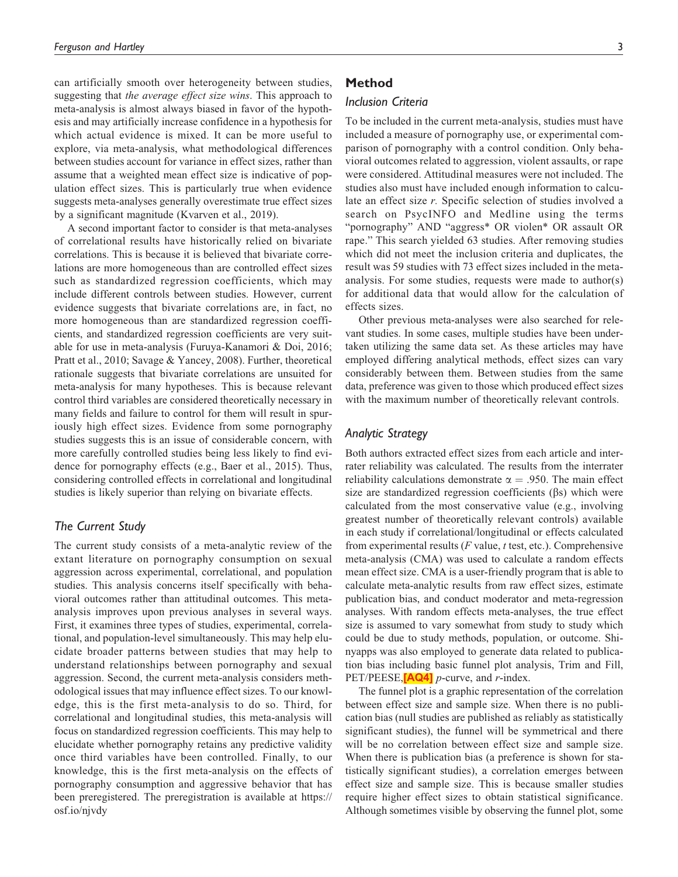can artificially smooth over heterogeneity between studies, suggesting that *the average effect size wins*. This approach to meta-analysis is almost always biased in favor of the hypothesis and may artificially increase confidence in a hypothesis for which actual evidence is mixed. It can be more useful to explore, via meta-analysis, what methodological differences between studies account for variance in effect sizes, rather than assume that a weighted mean effect size is indicative of population effect sizes. This is particularly true when evidence suggests meta-analyses generally overestimate true effect sizes by a significant magnitude (Kvarven et al., 2019).

A second important factor to consider is that meta-analyses of correlational results have historically relied on bivariate correlations. This is because it is believed that bivariate correlations are more homogeneous than are controlled effect sizes such as standardized regression coefficients, which may include different controls between studies. However, current evidence suggests that bivariate correlations are, in fact, no more homogeneous than are standardized regression coefficients, and standardized regression coefficients are very suitable for use in meta-analysis (Furuya-Kanamori & Doi, 2016; Pratt et al., 2010; Savage & Yancey, 2008). Further, theoretical rationale suggests that bivariate correlations are unsuited for meta-analysis for many hypotheses. This is because relevant control third variables are considered theoretically necessary in many fields and failure to control for them will result in spuriously high effect sizes. Evidence from some pornography studies suggests this is an issue of considerable concern, with more carefully controlled studies being less likely to find evidence for pornography effects (e.g., Baer et al., 2015). Thus, considering controlled effects in correlational and longitudinal studies is likely superior than relying on bivariate effects.

### The Current Study

The current study consists of a meta-analytic review of the extant literature on pornography consumption on sexual aggression across experimental, correlational, and population studies. This analysis concerns itself specifically with behavioral outcomes rather than attitudinal outcomes. This meta-analysis improves upon previous analyses in several ways. First, it examines three types of studies, experimental, correlational, and population-level simultaneously. This may help elucidate broader patterns between studies that may help to understand relationships between pornography and sexual aggression. Second, the current meta-analysis considers methodological issues that may influence effect sizes. To our knowledge, this is the first meta-analysis to do so. Third, for correlational and longitudinal studies, this meta-analysis will focus on standardized regression coefficients. This may help to elucidate whether pornography retains any predictive validity once third variables have been controlled. Finally, to our knowledge, this is the first meta-analysis on the effects of pornography consumption and aggressive behavior that has been preregistered. The preregistration is available at https://osf.io/njvdy

## Method

### Inclusion Criteria

To be included in the current meta-analysis, studies must have included a measure of pornography use, or experimental comparison of pornography with a control condition. Only behavioral outcomes related to aggression, violent assaults, or rape were considered. Attitudinal measures were not included. The studies also must have included enough information to calculate an effect size *r*. Specific selection of studies involved a search on PsycINFO and Medline using the terms "pornography" AND "aggress* OR violen* OR assault OR rape." This search yielded 63 studies. After removing studies which did not meet the inclusion criteria and duplicates, the result was 59 studies with 73 effect sizes included in the meta-analysis. For some studies, requests were made to author(s) for additional data that would allow for the calculation of effects sizes.

Other previous meta-analyses were also searched for relevant studies. In some cases, multiple studies have been undertaken utilizing the same data set. As these articles may have employed differing analytical methods, effect sizes can vary considerably between them. Between studies from the same data, preference was given to those which produced effect sizes with the maximum number of theoretically relevant controls.

### Analytic Strategy

Both authors extracted effect sizes from each article and interrater reliability was calculated. The results from the interrater reliability calculations demonstrate $\alpha = .950$. The main effect size are standardized regression coefficients (βs) which were calculated from the most conservative value (e.g., involving greatest number of theoretically relevant controls) available in each study if correlational/longitudinal or effects calculated from experimental results (*F* value, *t* test, etc.). Comprehensive meta-analysis (CMA) was used to calculate a random effects mean effect size. CMA is a user-friendly program that is able to calculate meta-analytic results from raw effect sizes, estimate publication bias, and conduct moderator and meta-regression analyses. With random effects meta-analyses, the true effect size is assumed to vary somewhat from study to study which could be due to study methods, population, or outcome. Shinyapps was also employed to generate data related to publication bias including basic funnel plot analysis, Trim and Fill, PET/PEESE,**[AQ4]** *p*-curve, and *r*-index.

The funnel plot is a graphic representation of the correlation between effect size and sample size. When there is no publication bias (null studies are published as reliably as statistically significant studies), the funnel will be symmetrical and there will be no correlation between effect size and sample size. When there is publication bias (a preference is shown for statistically significant studies), a correlation emerges between effect size and sample size. This is because smaller studies require higher effect sizes to obtain statistical significance. Although sometimes visible by observing the funnel plot, some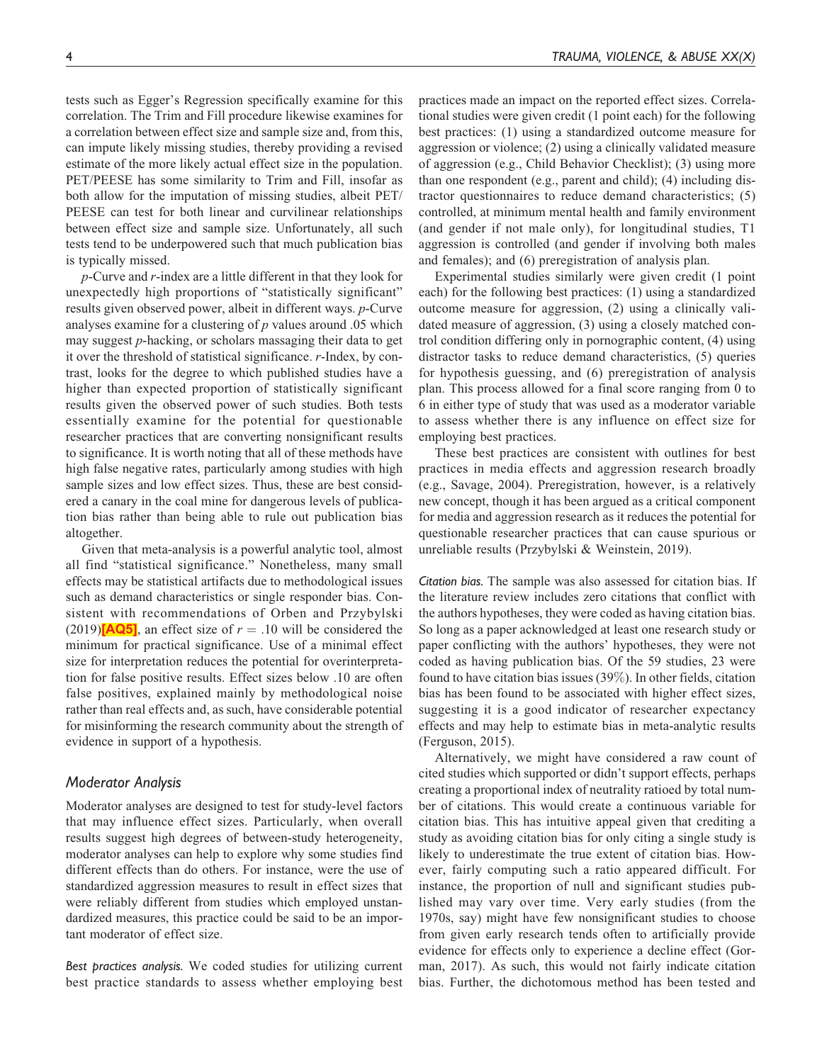tests such as Egger's Regression specifically examine for this correlation. The Trim and Fill procedure likewise examines for a correlation between effect size and sample size and, from this, can impute likely missing studies, thereby providing a revised estimate of the more likely actual effect size in the population. PET/PEESE has some similarity to Trim and Fill, insofar as both allow for the imputation of missing studies, albeit PET/PEESE can test for both linear and curvilinear relationships between effect size and sample size. Unfortunately, all such tests tend to be underpowered such that much publication bias is typically missed.

*p*-Curve and *r*-index are a little different in that they look for unexpectedly high proportions of "statistically significant" results given observed power, albeit in different ways. *p*-Curve analyses examine for a clustering of *p* values around .05 which may suggest *p*-hacking, or scholars massaging their data to get it over the threshold of statistical significance. *r*-Index, by contrast, looks for the degree to which published studies have a higher than expected proportion of statistically significant results given the observed power of such studies. Both tests essentially examine for the potential for questionable researcher practices that are converting nonsignificant results to significance. It is worth noting that all of these methods have high false negative rates, particularly among studies with high sample sizes and low effect sizes. Thus, these are best considered a canary in the coal mine for dangerous levels of publication bias rather than being able to rule out publication bias altogether.

Given that meta-analysis is a powerful analytic tool, almost all find "statistical significance." Nonetheless, many small effects may be statistical artifacts due to methodological issues such as demand characteristics or single responder bias. Consistent with recommendations of Orben and Przybylski (2019)**[AQ5]**, an effect size of $r = .10$ will be considered the minimum for practical significance. Use of a minimal effect size for interpretation reduces the potential for overinterpretation for false positive results. Effect sizes below .10 are often false positives, explained mainly by methodological noise rather than real effects and, as such, have considerable potential for misinforming the research community about the strength of evidence in support of a hypothesis.

## Moderator Analysis

Moderator analyses are designed to test for study-level factors that may influence effect sizes. Particularly, when overall results suggest high degrees of between-study heterogeneity, moderator analyses can help to explore why some studies find different effects than do others. For instance, were the use of standardized aggression measures to result in effect sizes that were reliably different from studies which employed unstandardized measures, this practice could be said to be an important moderator of effect size.

*Best practices analysis.* We coded studies for utilizing current best practice standards to assess whether employing best practices made an impact on the reported effect sizes. Correlational studies were given credit (1 point each) for the following best practices: (1) using a standardized outcome measure for aggression or violence; (2) using a clinically validated measure of aggression (e.g., Child Behavior Checklist); (3) using more than one respondent (e.g., parent and child); (4) including distractor questionnaires to reduce demand characteristics; (5) controlled, at minimum mental health and family environment (and gender if not male only), for longitudinal studies, T1 aggression is controlled (and gender if involving both males and females); and (6) preregistration of analysis plan.

Experimental studies similarly were given credit (1 point each) for the following best practices: (1) using a standardized outcome measure for aggression, (2) using a clinically validated measure of aggression, (3) using a closely matched control condition differing only in pornographic content, (4) using distractor tasks to reduce demand characteristics, (5) queries for hypothesis guessing, and (6) preregistration of analysis plan. This process allowed for a final score ranging from 0 to 6 in either type of study that was used as a moderator variable to assess whether there is any influence on effect size for employing best practices.

These best practices are consistent with outlines for best practices in media effects and aggression research broadly (e.g., Savage, 2004). Preregistration, however, is a relatively new concept, though it has been argued as a critical component for media and aggression research as it reduces the potential for questionable researcher practices that can cause spurious or unreliable results (Przybylski & Weinstein, 2019).

*Citation bias.* The sample was also assessed for citation bias. If the literature review includes zero citations that conflict with the authors hypotheses, they were coded as having citation bias. So long as a paper acknowledged at least one research study or paper conflicting with the authors' hypotheses, they were not coded as having publication bias. Of the 59 studies, 23 were found to have citation bias issues (39%). In other fields, citation bias has been found to be associated with higher effect sizes, suggesting it is a good indicator of researcher expectancy effects and may help to estimate bias in meta-analytic results (Ferguson, 2015).

Alternatively, we might have considered a raw count of cited studies which supported or didn't support effects, perhaps creating a proportional index of neutrality ratioed by total number of citations. This would create a continuous variable for citation bias. This has intuitive appeal given that crediting a study as avoiding citation bias for only citing a single study is likely to underestimate the true extent of citation bias. However, fairly computing such a ratio appeared difficult. For instance, the proportion of null and significant studies published may vary over time. Very early studies (from the 1970s, say) might have few nonsignificant studies to choose from given early research tends often to artificially provide evidence for effects only to experience a decline effect (Gorman, 2017). As such, this would not fairly indicate citation bias. Further, the dichotomous method has been tested and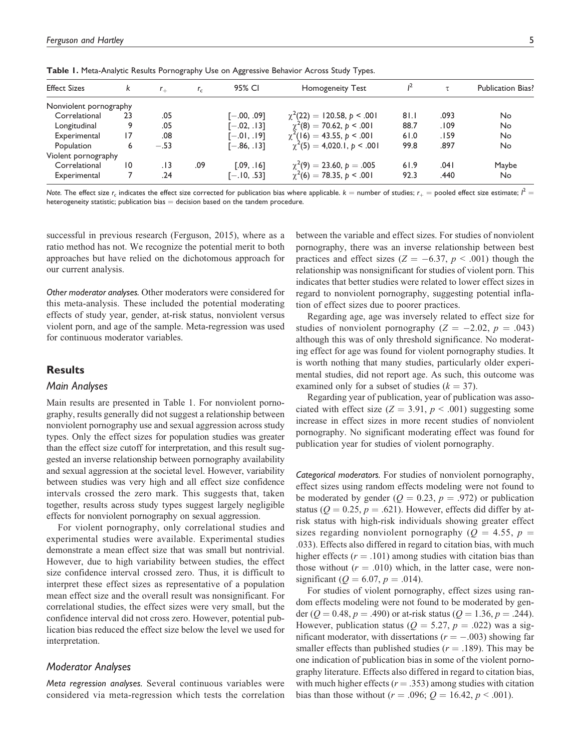**Table 1.** Meta-Analytic Results Pornography Use on Aggressive Behavior Across Study Types.

| Effect Sizes | $k$ | $r_+$ | $r_c$ | 95% CI | Homogeneity Test | $I^2$ | $\tau$ | Publication Bias? |
|---|---|---|---|---|---|---|---|---|
| Nonviolent pornography | | | | | | | | |
| Correlational | 23 | .05 | | [−.00, .09] | $\chi^2(22) = 120.58, p < .001$ | 81.1 | .093 | No |
| Longitudinal | 9 | .05 | | [−.02, .13] | $\chi^2(8) = 70.62, p < .001$ | 88.7 | .109 | No |
| Experimental | 17 | .08 | | [−.01, .19] | $\chi^2(16) = 43.55, p < .001$ | 61.0 | .159 | No |
| Population | 6 | −.53 | | [−.86, .13] | $\chi^2(5) = 4{,}020.1, p < .001$ | 99.8 | .897 | No |
| Violent pornography | | | | | | | | |
| Correlational | 10 | .13 | .09 | [.09, .16] | $\chi^2(9) = 23.60, p = .005$ | 61.9 | .041 | Maybe |
| Experimental | 7 | .24 | | [−.10, .53] | $\chi^2(6) = 78.35, p < .001$ | 92.3 | .440 | No |

*Note.* The effect size $r_c$ indicates the effect size corrected for publication bias where applicable. $k$ = number of studies; $r_+$ = pooled effect size estimate; $I^2$ = heterogeneity statistic; publication bias = decision based on the tandem procedure.

successful in previous research (Ferguson, 2015), where as a ratio method has not. We recognize the potential merit to both approaches but have relied on the dichotomous approach for our current analysis.

*Other moderator analyses.* Other moderators were considered for this meta-analysis. These included the potential moderating effects of study year, gender, at-risk status, nonviolent versus violent porn, and age of the sample. Meta-regression was used for continuous moderator variables.

## Results

### Main Analyses

Main results are presented in Table 1. For nonviolent pornography, results generally did not suggest a relationship between nonviolent pornography use and sexual aggression across study types. Only the effect sizes for population studies was greater than the effect size cutoff for interpretation, and this result suggested an inverse relationship between pornography availability and sexual aggression at the societal level. However, variability between studies was very high and all effect size confidence intervals crossed the zero mark. This suggests that, taken together, results across study types suggest largely negligible effects for nonviolent pornography on sexual aggression.

For violent pornography, only correlational studies and experimental studies were available. Experimental studies demonstrate a mean effect size that was small but nontrivial. However, due to high variability between studies, the effect size confidence interval crossed zero. Thus, it is difficult to interpret these effect sizes as representative of a population mean effect size and the overall result was nonsignificant. For correlational studies, the effect sizes were very small, but the confidence interval did not cross zero. However, potential publication bias reduced the effect size below the level we used for interpretation.

### Moderator Analyses

*Meta regression analyses.* Several continuous variables were considered via meta-regression which tests the correlation between the variable and effect sizes. For studies of nonviolent pornography, there was an inverse relationship between best practices and effect sizes ($Z = -6.37$, $p < .001$) though the relationship was nonsignificant for studies of violent porn. This indicates that better studies were related to lower effect sizes in regard to nonviolent pornography, suggesting potential inflation of effect sizes due to poorer practices.

Regarding age, age was inversely related to effect size for studies of nonviolent pornography ($Z = -2.02$, $p = .043$) although this was of only threshold significance. No moderating effect for age was found for violent pornography studies. It is worth nothing that many studies, particularly older experimental studies, did not report age. As such, this outcome was examined only for a subset of studies ($k = 37$).

Regarding year of publication, year of publication was associated with effect size ($Z = 3.91$, $p < .001$) suggesting some increase in effect sizes in more recent studies of nonviolent pornography. No significant moderating effect was found for publication year for studies of violent pornography.

*Categorical moderators.* For studies of nonviolent pornography, effect sizes using random effects modeling were not found to be moderated by gender ($Q = 0.23$, $p = .972$) or publication status ($Q = 0.25$, $p = .621$). However, effects did differ by at-risk status with high-risk individuals showing greater effect sizes regarding nonviolent pornography ($Q = 4.55$, $p = .033$). Effects also differed in regard to citation bias, with much higher effects ($r = .101$) among studies with citation bias than those without ($r = .010$) which, in the latter case, were nonsignificant ($Q = 6.07$, $p = .014$).

For studies of violent pornography, effect sizes using random effects modeling were not found to be moderated by gender ($Q = 0.48$, $p = .490$) or at-risk status ($Q = 1.36$, $p = .244$). However, publication status ($Q = 5.27$, $p = .022$) was a significant moderator, with dissertations ($r = -.003$) showing far smaller effects than published studies ($r = .189$). This may be one indication of publication bias in some of the violent pornography literature. Effects also differed in regard to citation bias, with much higher effects ($r = .353$) among studies with citation bias than those without ($r = .096$; $Q = 16.42$, $p < .001$).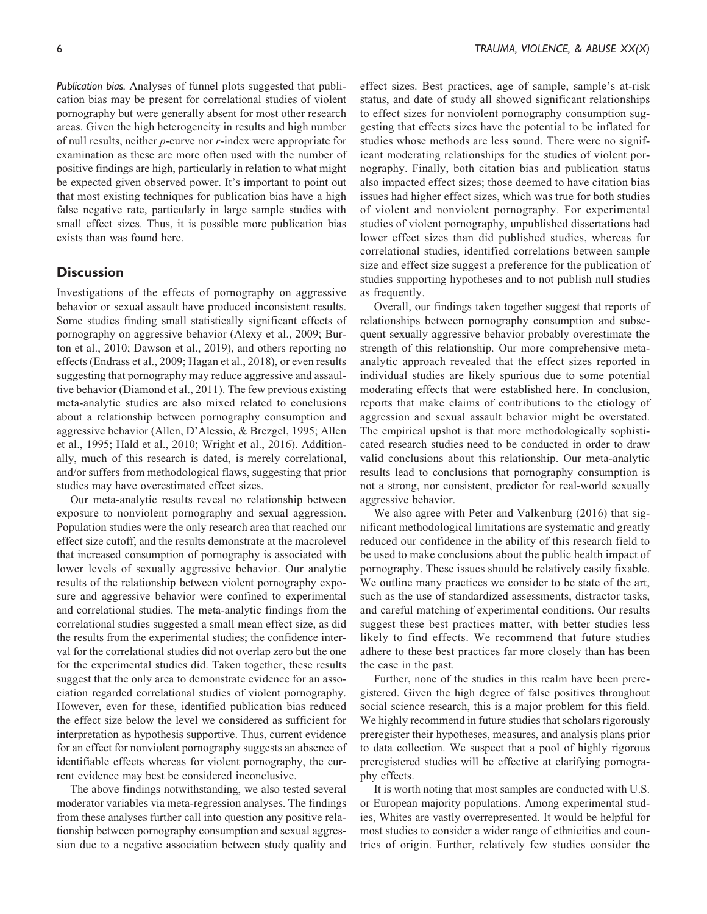*Publication bias.* Analyses of funnel plots suggested that publication bias may be present for correlational studies of violent pornography but were generally absent for most other research areas. Given the high heterogeneity in results and high number of null results, neither *p*-curve nor *r*-index were appropriate for examination as these are more often used with the number of positive findings are high, particularly in relation to what might be expected given observed power. It's important to point out that most existing techniques for publication bias have a high false negative rate, particularly in large sample studies with small effect sizes. Thus, it is possible more publication bias exists than was found here.

## Discussion

Investigations of the effects of pornography on aggressive behavior or sexual assault have produced inconsistent results. Some studies finding small statistically significant effects of pornography on aggressive behavior (Alexy et al., 2009; Burton et al., 2010; Dawson et al., 2019), and others reporting no effects (Endrass et al., 2009; Hagan et al., 2018), or even results suggesting that pornography may reduce aggressive and assaultive behavior (Diamond et al., 2011). The few previous existing meta-analytic studies are also mixed related to conclusions about a relationship between pornography consumption and aggressive behavior (Allen, D'Alessio, & Brezgel, 1995; Allen et al., 1995; Hald et al., 2010; Wright et al., 2016). Additionally, much of this research is dated, is merely correlational, and/or suffers from methodological flaws, suggesting that prior studies may have overestimated effect sizes.

Our meta-analytic results reveal no relationship between exposure to nonviolent pornography and sexual aggression. Population studies were the only research area that reached our effect size cutoff, and the results demonstrate at the macrolevel that increased consumption of pornography is associated with lower levels of sexually aggressive behavior. Our analytic results of the relationship between violent pornography exposure and aggressive behavior were confined to experimental and correlational studies. The meta-analytic findings from the correlational studies suggested a small mean effect size, as did the results from the experimental studies; the confidence interval for the correlational studies did not overlap zero but the one for the experimental studies did. Taken together, these results suggest that the only area to demonstrate evidence for an association regarded correlational studies of violent pornography. However, even for these, identified publication bias reduced the effect size below the level we considered as sufficient for interpretation as hypothesis supportive. Thus, current evidence for an effect for nonviolent pornography suggests an absence of identifiable effects whereas for violent pornography, the current evidence may best be considered inconclusive.

The above findings notwithstanding, we also tested several moderator variables via meta-regression analyses. The findings from these analyses further call into question any positive relationship between pornography consumption and sexual aggression due to a negative association between study quality and effect sizes. Best practices, age of sample, sample's at-risk status, and date of study all showed significant relationships to effect sizes for nonviolent pornography consumption suggesting that effects sizes have the potential to be inflated for studies whose methods are less sound. There were no significant moderating relationships for the studies of violent pornography. Finally, both citation bias and publication status also impacted effect sizes; those deemed to have citation bias issues had higher effect sizes, which was true for both studies of violent and nonviolent pornography. For experimental studies of violent pornography, unpublished dissertations had lower effect sizes than did published studies, whereas for correlational studies, identified correlations between sample size and effect size suggest a preference for the publication of studies supporting hypotheses and to not publish null studies as frequently.

Overall, our findings taken together suggest that reports of relationships between pornography consumption and subsequent sexually aggressive behavior probably overestimate the strength of this relationship. Our more comprehensive meta-analytic approach revealed that the effect sizes reported in individual studies are likely spurious due to some potential moderating effects that were established here. In conclusion, reports that make claims of contributions to the etiology of aggression and sexual assault behavior might be overstated. The empirical upshot is that more methodologically sophisticated research studies need to be conducted in order to draw valid conclusions about this relationship. Our meta-analytic results lead to conclusions that pornography consumption is not a strong, nor consistent, predictor for real-world sexually aggressive behavior.

We also agree with Peter and Valkenburg (2016) that significant methodological limitations are systematic and greatly reduced our confidence in the ability of this research field to be used to make conclusions about the public health impact of pornography. These issues should be relatively easily fixable. We outline many practices we consider to be state of the art, such as the use of standardized assessments, distractor tasks, and careful matching of experimental conditions. Our results suggest these best practices matter, with better studies less likely to find effects. We recommend that future studies adhere to these best practices far more closely than has been the case in the past.

Further, none of the studies in this realm have been preregistered. Given the high degree of false positives throughout social science research, this is a major problem for this field. We highly recommend in future studies that scholars rigorously preregister their hypotheses, measures, and analysis plans prior to data collection. We suspect that a pool of highly rigorous preregistered studies will be effective at clarifying pornography effects.

It is worth noting that most samples are conducted with U.S. or European majority populations. Among experimental studies, Whites are vastly overrepresented. It would be helpful for most studies to consider a wider range of ethnicities and countries of origin. Further, relatively few studies consider the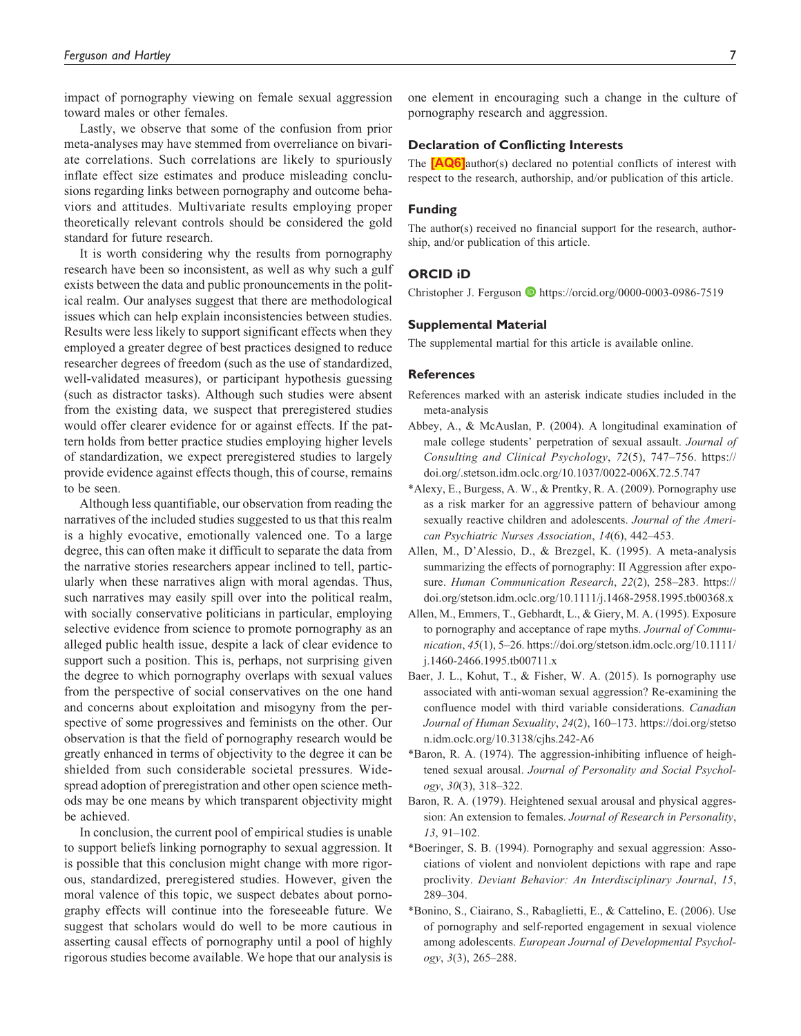impact of pornography viewing on female sexual aggression toward males or other females.

Lastly, we observe that some of the confusion from prior meta-analyses may have stemmed from overreliance on bivariate correlations. Such correlations are likely to spuriously inflate effect size estimates and produce misleading conclusions regarding links between pornography and outcome behaviors and attitudes. Multivariate results employing proper theoretically relevant controls should be considered the gold standard for future research.

It is worth considering why the results from pornography research have been so inconsistent, as well as why such a gulf exists between the data and public pronouncements in the political realm. Our analyses suggest that there are methodological issues which can help explain inconsistencies between studies. Results were less likely to support significant effects when they employed a greater degree of best practices designed to reduce researcher degrees of freedom (such as the use of standardized, well-validated measures), or participant hypothesis guessing (such as distractor tasks). Although such studies were absent from the existing data, we suspect that preregistered studies would offer clearer evidence for or against effects. If the pattern holds from better practice studies employing higher levels of standardization, we expect preregistered studies to largely provide evidence against effects though, this of course, remains to be seen.

Although less quantifiable, our observation from reading the narratives of the included studies suggested to us that this realm is a highly evocative, emotionally valenced one. To a large degree, this can often make it difficult to separate the data from the narrative stories researchers appear inclined to tell, particularly when these narratives align with moral agendas. Thus, such narratives may easily spill over into the political realm, with socially conservative politicians in particular, employing selective evidence from science to promote pornography as an alleged public health issue, despite a lack of clear evidence to support such a position. This is, perhaps, not surprising given the degree to which pornography overlaps with sexual values from the perspective of social conservatives on the one hand and concerns about exploitation and misogyny from the perspective of some progressives and feminists on the other. Our observation is that the field of pornography research would be greatly enhanced in terms of objectivity to the degree it can be shielded from such considerable societal pressures. Widespread adoption of preregistration and other open science methods may be one means by which transparent objectivity might be achieved.

In conclusion, the current pool of empirical studies is unable to support beliefs linking pornography to sexual aggression. It is possible that this conclusion might change with more rigorous, standardized, preregistered studies. However, given the moral valence of this topic, we suspect debates about pornography effects will continue into the foreseeable future. We suggest that scholars would do well to be more cautious in asserting causal effects of pornography until a pool of highly rigorous studies become available. We hope that our analysis is one element in encouraging such a change in the culture of pornography research and aggression.

## Declaration of Conflicting Interests

The [AQ6] author(s) declared no potential conflicts of interest with respect to the research, authorship, and/or publication of this article.

## Funding

The author(s) received no financial support for the research, authorship, and/or publication of this article.

## ORCID iD

Christopher J. Ferguson https://orcid.org/0000-0003-0986-7519

## Supplemental Material

The supplemental martial for this article is available online.

## References

References marked with an asterisk indicate studies included in the meta-analysis

Abbey, A., & McAuslan, P. (2004). A longitudinal examination of male college students' perpetration of sexual assault. *Journal of Consulting and Clinical Psychology*, *72*(5), 747–756. https://doi.org/.stetson.idm.oclc.org/10.1037/0022-006X.72.5.747

*Alexy, E., Burgess, A. W., & Prentky, R. A. (2009). Pornography use as a risk marker for an aggressive pattern of behaviour among sexually reactive children and adolescents. *Journal of the American Psychiatric Nurses Association*, *14*(6), 442–453.

Allen, M., D'Alessio, D., & Brezgel, K. (1995). A meta-analysis summarizing the effects of pornography: II Aggression after exposure. *Human Communication Research*, *22*(2), 258–283. https://doi.org/stetson.idm.oclc.org/10.1111/j.1468-2958.1995.tb00368.x

Allen, M., Emmers, T., Gebhardt, L., & Giery, M. A. (1995). Exposure to pornography and acceptance of rape myths. *Journal of Communication*, *45*(1), 5–26. https://doi.org/stetson.idm.oclc.org/10.1111/j.1460-2466.1995.tb00711.x

Baer, J. L., Kohut, T., & Fisher, W. A. (2015). Is pornography use associated with anti-woman sexual aggression? Re-examining the confluence model with third variable considerations. *Canadian Journal of Human Sexuality*, *24*(2), 160–173. https://doi.org/stetson.idm.oclc.org/10.3138/cjhs.242-A6

*Baron, R. A. (1974). The aggression-inhibiting influence of heightened sexual arousal. *Journal of Personality and Social Psychology*, *30*(3), 318–322.

Baron, R. A. (1979). Heightened sexual arousal and physical aggression: An extension to females. *Journal of Research in Personality*, *13*, 91–102.

*Boeringer, S. B. (1994). Pornography and sexual aggression: Associations of violent and nonviolent depictions with rape and rape proclivity. *Deviant Behavior: An Interdisciplinary Journal*, *15*, 289–304.

*Bonino, S., Ciairano, S., Rabaglietti, E., & Cattelino, E. (2006). Use of pornography and self-reported engagement in sexual violence among adolescents. *European Journal of Developmental Psychology*, *3*(3), 265–288.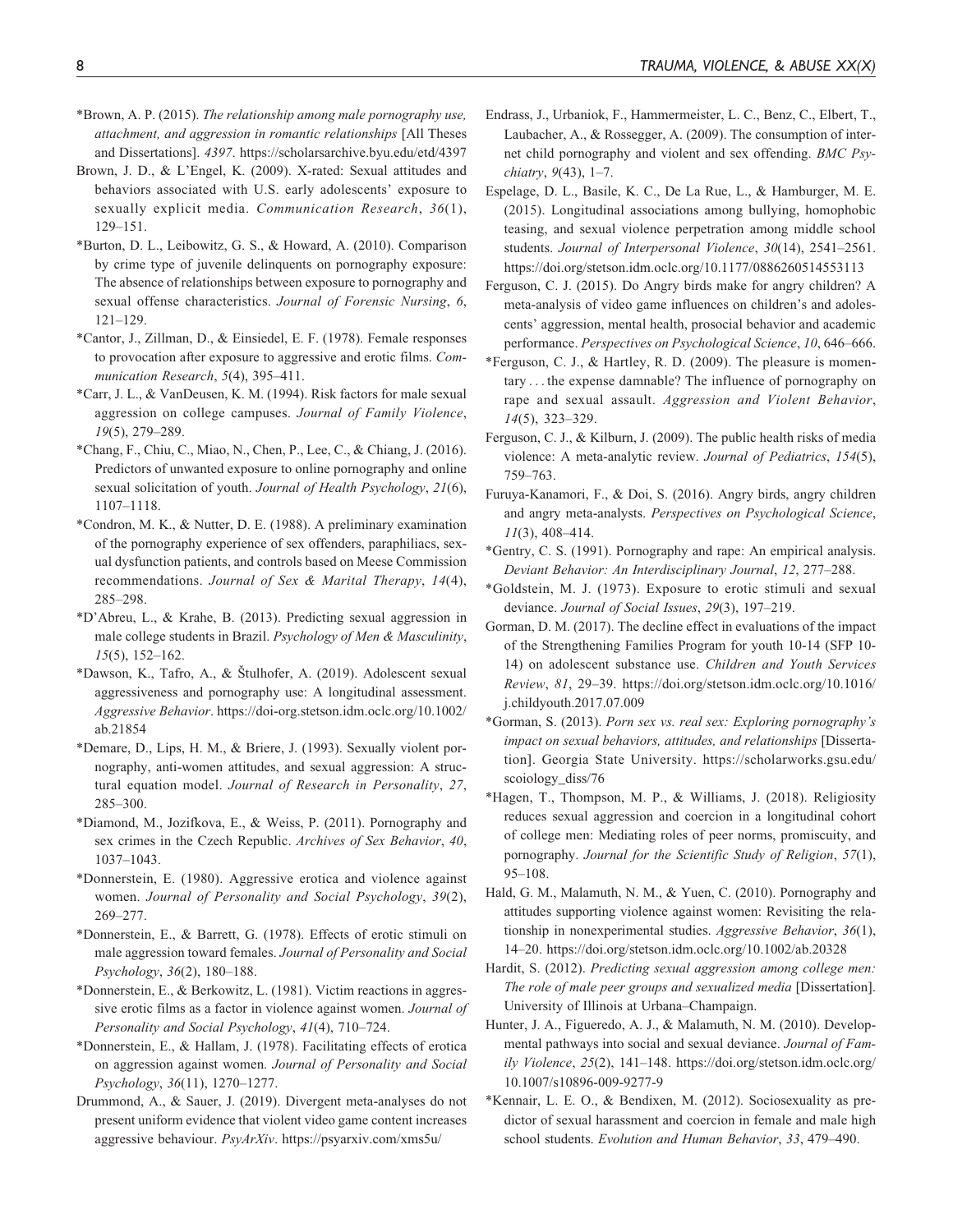*Brown, A. P. (2015). *The relationship among male pornography use, attachment, and aggression in romantic relationships* [All Theses and Dissertations]. *4397*. https://scholarsarchive.byu.edu/etd/4397

Brown, J. D., & L'Engel, K. (2009). X-rated: Sexual attitudes and behaviors associated with U.S. early adolescents' exposure to sexually explicit media. *Communication Research*, *36*(1), 129–151.

*Burton, D. L., Leibowitz, G. S., & Howard, A. (2010). Comparison by crime type of juvenile delinquents on pornography exposure: The absence of relationships between exposure to pornography and sexual offense characteristics. *Journal of Forensic Nursing*, *6*, 121–129.

*Cantor, J., Zillman, D., & Einsiedel, E. F. (1978). Female responses to provocation after exposure to aggressive and erotic films. *Communication Research*, *5*(4), 395–411.

*Carr, J. L., & VanDeusen, K. M. (1994). Risk factors for male sexual aggression on college campuses. *Journal of Family Violence*, *19*(5), 279–289.

*Chang, F., Chiu, C., Miao, N., Chen, P., Lee, C., & Chiang, J. (2016). Predictors of unwanted exposure to online pornography and online sexual solicitation of youth. *Journal of Health Psychology*, *21*(6), 1107–1118.

*Condron, M. K., & Nutter, D. E. (1988). A preliminary examination of the pornography experience of sex offenders, paraphiliacs, sexual dysfunction patients, and controls based on Meese Commission recommendations. *Journal of Sex & Marital Therapy*, *14*(4), 285–298.

*D'Abreu, L., & Krahe, B. (2013). Predicting sexual aggression in male college students in Brazil. *Psychology of Men & Masculinity*, *15*(5), 152–162.

*Dawson, K., Tafro, A., & Štulhofer, A. (2019). Adolescent sexual aggressiveness and pornography use: A longitudinal assessment. *Aggressive Behavior*. https://doi-org.stetson.idm.oclc.org/10.1002/ab.21854

*Demare, D., Lips, H. M., & Briere, J. (1993). Sexually violent pornography, anti-women attitudes, and sexual aggression: A structural equation model. *Journal of Research in Personality*, *27*, 285–300.

*Diamond, M., Jozifkova, E., & Weiss, P. (2011). Pornography and sex crimes in the Czech Republic. *Archives of Sex Behavior*, *40*, 1037–1043.

*Donnerstein, E. (1980). Aggressive erotica and violence against women. *Journal of Personality and Social Psychology*, *39*(2), 269–277.

*Donnerstein, E., & Barrett, G. (1978). Effects of erotic stimuli on male aggression toward females. *Journal of Personality and Social Psychology*, *36*(2), 180–188.

*Donnerstein, E., & Berkowitz, L. (1981). Victim reactions in aggressive erotic films as a factor in violence against women. *Journal of Personality and Social Psychology*, *41*(4), 710–724.

*Donnerstein, E., & Hallam, J. (1978). Facilitating effects of erotica on aggression against women. *Journal of Personality and Social Psychology*, *36*(11), 1270–1277.

Drummond, A., & Sauer, J. (2019). Divergent meta-analyses do not present uniform evidence that violent video game content increases aggressive behaviour. *PsyArXiv*. https://psyarxiv.com/xms5u/

Endrass, J., Urbaniok, F., Hammermeister, L. C., Benz, C., Elbert, T., Laubacher, A., & Rossegger, A. (2009). The consumption of internet child pornography and violent and sex offending. *BMC Psychiatry*, *9*(43), 1–7.

Espelage, D. L., Basile, K. C., De La Rue, L., & Hamburger, M. E. (2015). Longitudinal associations among bullying, homophobic teasing, and sexual violence perpetration among middle school students. *Journal of Interpersonal Violence*, *30*(14), 2541–2561. https://doi.org/stetson.idm.oclc.org/10.1177/0886260514553113

Ferguson, C. J. (2015). Do Angry birds make for angry children? A meta-analysis of video game influences on children's and adolescents' aggression, mental health, prosocial behavior and academic performance. *Perspectives on Psychological Science*, *10*, 646–666.

*Ferguson, C. J., & Hartley, R. D. (2009). The pleasure is momentary . . . the expense damnable? The influence of pornography on rape and sexual assault. *Aggression and Violent Behavior*, *14*(5), 323–329.

Ferguson, C. J., & Kilburn, J. (2009). The public health risks of media violence: A meta-analytic review. *Journal of Pediatrics*, *154*(5), 759–763.

Furuya-Kanamori, F., & Doi, S. (2016). Angry birds, angry children and angry meta-analysts. *Perspectives on Psychological Science*, *11*(3), 408–414.

*Gentry, C. S. (1991). Pornography and rape: An empirical analysis. *Deviant Behavior: An Interdisciplinary Journal*, *12*, 277–288.

*Goldstein, M. J. (1973). Exposure to erotic stimuli and sexual deviance. *Journal of Social Issues*, *29*(3), 197–219.

Gorman, D. M. (2017). The decline effect in evaluations of the impact of the Strengthening Families Program for youth 10-14 (SFP 10-14) on adolescent substance use. *Children and Youth Services Review*, *81*, 29–39. https://doi.org/stetson.idm.oclc.org/10.1016/j.childyouth.2017.07.009

*Gorman, S. (2013). *Porn sex vs. real sex: Exploring pornography's impact on sexual behaviors, attitudes, and relationships* [Dissertation]. Georgia State University. https://scholarworks.gsu.edu/scoiology_diss/76

*Hagen, T., Thompson, M. P., & Williams, J. (2018). Religiosity reduces sexual aggression and coercion in a longitudinal cohort of college men: Mediating roles of peer norms, promiscuity, and pornography. *Journal for the Scientific Study of Religion*, *57*(1), 95–108.

Hald, G. M., Malamuth, N. M., & Yuen, C. (2010). Pornography and attitudes supporting violence against women: Revisiting the relationship in nonexperimental studies. *Aggressive Behavior*, *36*(1), 14–20. https://doi.org/stetson.idm.oclc.org/10.1002/ab.20328

Hardit, S. (2012). *Predicting sexual aggression among college men: The role of male peer groups and sexualized media* [Dissertation]. University of Illinois at Urbana–Champaign.

Hunter, J. A., Figueredo, A. J., & Malamuth, N. M. (2010). Developmental pathways into social and sexual deviance. *Journal of Family Violence*, *25*(2), 141–148. https://doi.org/stetson.idm.oclc.org/10.1007/s10896-009-9277-9

*Kennair, L. E. O., & Bendixen, M. (2012). Sociosexuality as predictor of sexual harassment and coercion in female and male high school students. *Evolution and Human Behavior*, *33*, 479–490.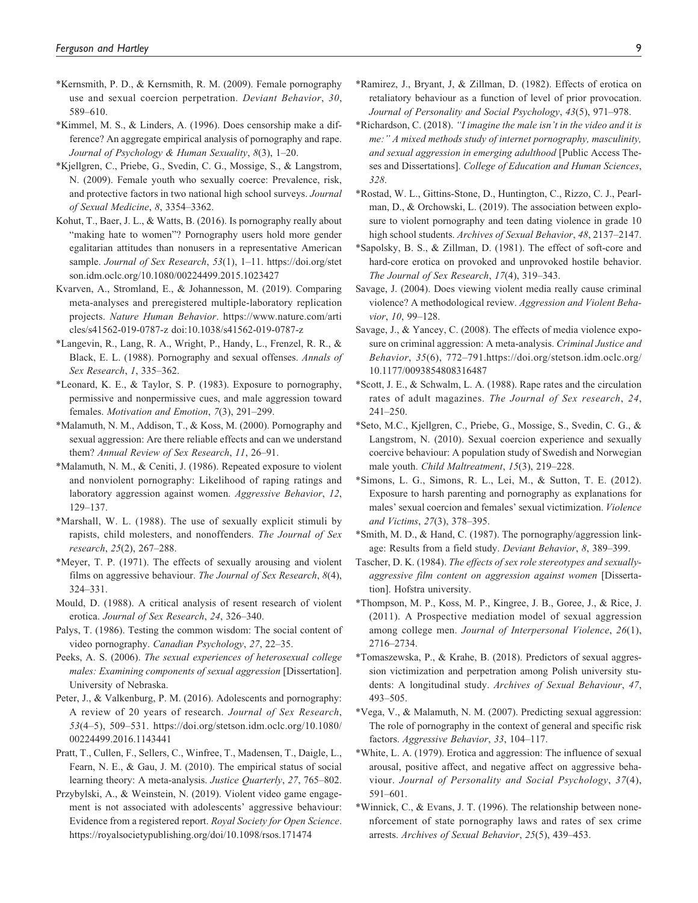*Kernsmith, P. D., & Kernsmith, R. M. (2009). Female pornography use and sexual coercion perpetration. *Deviant Behavior*, *30*, 589–610.

*Kimmel, M. S., & Linders, A. (1996). Does censorship make a difference? An aggregate empirical analysis of pornography and rape. *Journal of Psychology & Human Sexuality*, *8*(3), 1–20.

*Kjellgren, C., Priebe, G., Svedin, C. G., Mossige, S., & Langstrom, N. (2009). Female youth who sexually coerce: Prevalence, risk, and protective factors in two national high school surveys. *Journal of Sexual Medicine*, *8*, 3354–3362.

Kohut, T., Baer, J. L., & Watts, B. (2016). Is pornography really about "making hate to women"? Pornography users hold more gender egalitarian attitudes than nonusers in a representative American sample. *Journal of Sex Research*, *53*(1), 1–11. https://doi.org/stetson.idm.oclc.org/10.1080/00224499.2015.1023427

Kvarven, A., Stromland, E., & Johannesson, M. (2019). Comparing meta-analyses and preregistered multiple-laboratory replication projects. *Nature Human Behavior*. https://www.nature.com/articles/s41562-019-0787-z doi:10.1038/s41562-019-0787-z

*Langevin, R., Lang, R. A., Wright, P., Handy, L., Frenzel, R. R., & Black, E. L. (1988). Pornography and sexual offenses. *Annals of Sex Research*, *1*, 335–362.

*Leonard, K. E., & Taylor, S. P. (1983). Exposure to pornography, permissive and nonpermissive cues, and male aggression toward females. *Motivation and Emotion*, *7*(3), 291–299.

*Malamuth, N. M., Addison, T., & Koss, M. (2000). Pornography and sexual aggression: Are there reliable effects and can we understand them? *Annual Review of Sex Research*, *11*, 26–91.

*Malamuth, N. M., & Ceniti, J. (1986). Repeated exposure to violent and nonviolent pornography: Likelihood of raping ratings and laboratory aggression against women. *Aggressive Behavior*, *12*, 129–137.

*Marshall, W. L. (1988). The use of sexually explicit stimuli by rapists, child molesters, and nonoffenders. *The Journal of Sex research*, *25*(2), 267–288.

*Meyer, T. P. (1971). The effects of sexually arousing and violent films on aggressive behaviour. *The Journal of Sex Research*, *8*(4), 324–331.

Mould, D. (1988). A critical analysis of resent research of violent erotica. *Journal of Sex Research*, *24*, 326–340.

Palys, T. (1986). Testing the common wisdom: The social content of video pornography. *Canadian Psychology*, *27*, 22–35.

Peeks, A. S. (2006). *The sexual experiences of heterosexual college males: Examining components of sexual aggression* [Dissertation]. University of Nebraska.

Peter, J., & Valkenburg, P. M. (2016). Adolescents and pornography: A review of 20 years of research. *Journal of Sex Research*, *53*(4–5), 509–531. https://doi.org/stetson.idm.oclc.org/10.1080/00224499.2016.1143441

Pratt, T., Cullen, F., Sellers, C., Winfree, T., Madensen, T., Daigle, L., Fearn, N. E., & Gau, J. M. (2010). The empirical status of social learning theory: A meta-analysis. *Justice Quarterly*, *27*, 765–802.

Przybylski, A., & Weinstein, N. (2019). Violent video game engagement is not associated with adolescents' aggressive behaviour: Evidence from a registered report. *Royal Society for Open Science*. https://royalsocietypublishing.org/doi/10.1098/rsos.171474

*Ramirez, J., Bryant, J, & Zillman, D. (1982). Effects of erotica on retaliatory behaviour as a function of level of prior provocation. *Journal of Personality and Social Psychology*, *43*(5), 971–978.

*Richardson, C. (2018). *"I imagine the male isn't in the video and it is me:" A mixed methods study of internet pornography, masculinity, and sexual aggression in emerging adulthood* [Public Access Theses and Dissertations]. *College of Education and Human Sciences*, *328*.

*Rostad, W. L., Gittins-Stone, D., Huntington, C., Rizzo, C. J., Pearlman, D., & Orchowski, L. (2019). The association between exposure to violent pornography and teen dating violence in grade 10 high school students. *Archives of Sexual Behavior*, *48*, 2137–2147.

*Sapolsky, B. S., & Zillman, D. (1981). The effect of soft-core and hard-core erotica on provoked and unprovoked hostile behavior. *The Journal of Sex Research*, *17*(4), 319–343.

Savage, J. (2004). Does viewing violent media really cause criminal violence? A methodological review. *Aggression and Violent Behavior*, *10*, 99–128.

Savage, J., & Yancey, C. (2008). The effects of media violence exposure on criminal aggression: A meta-analysis. *Criminal Justice and Behavior*, *35*(6), 772–791.https://doi.org/stetson.idm.oclc.org/10.1177/0093854808316487

*Scott, J. E., & Schwalm, L. A. (1988). Rape rates and the circulation rates of adult magazines. *The Journal of Sex research*, *24*, 241–250.

*Seto, M.C., Kjellgren, C., Priebe, G., Mossige, S., Svedin, C. G., & Langstrom, N. (2010). Sexual coercion experience and sexually coercive behaviour: A population study of Swedish and Norwegian male youth. *Child Maltreatment*, *15*(3), 219–228.

*Simons, L. G., Simons, R. L., Lei, M., & Sutton, T. E. (2012). Exposure to harsh parenting and pornography as explanations for males' sexual coercion and females' sexual victimization. *Violence and Victims*, *27*(3), 378–395.

*Smith, M. D., & Hand, C. (1987). The pornography/aggression linkage: Results from a field study. *Deviant Behavior*, *8*, 389–399.

Tascher, D. K. (1984). *The effects of sex role stereotypes and sexually-aggressive film content on aggression against women* [Dissertation]. Hofstra university.

*Thompson, M. P., Koss, M. P., Kingree, J. B., Goree, J., & Rice, J. (2011). A Prospective mediation model of sexual aggression among college men. *Journal of Interpersonal Violence*, *26*(1), 2716–2734.

*Tomaszewska, P., & Krahe, B. (2018). Predictors of sexual aggression victimization and perpetration among Polish university students: A longitudinal study. *Archives of Sexual Behaviour*, *47*, 493–505.

*Vega, V., & Malamuth, N. M. (2007). Predicting sexual aggression: The role of pornography in the context of general and specific risk factors. *Aggressive Behavior*, *33*, 104–117.

*White, L. A. (1979). Erotica and aggression: The influence of sexual arousal, positive affect, and negative affect on aggressive behaviour. *Journal of Personality and Social Psychology*, *37*(4), 591–601.

*Winnick, C., & Evans, J. T. (1996). The relationship between nonenforcement of state pornography laws and rates of sex crime arrests. *Archives of Sexual Behavior*, *25*(5), 439–453.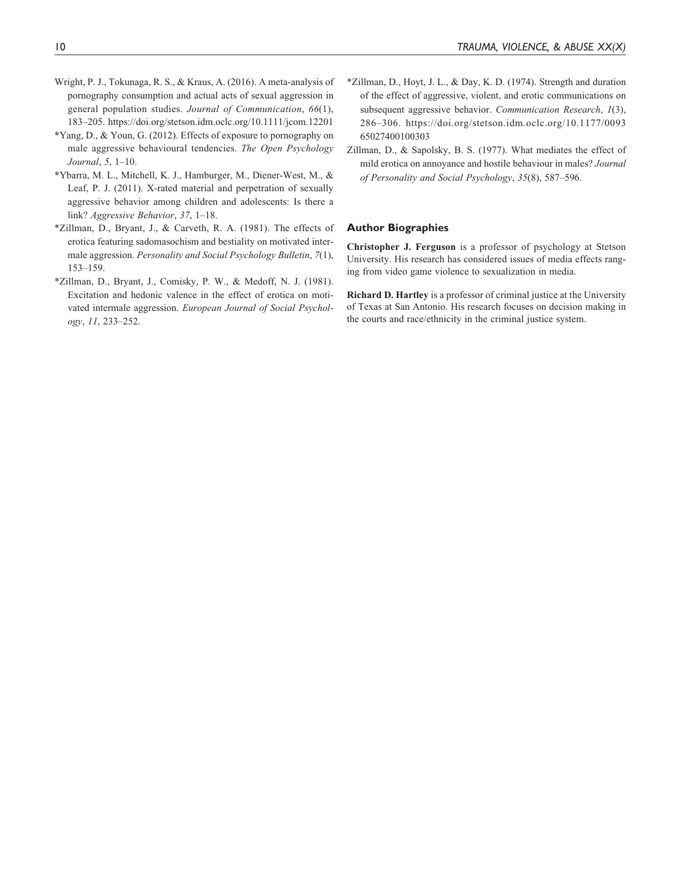Wright, P. J., Tokunaga, R. S., & Kraus, A. (2016). A meta-analysis of pornography consumption and actual acts of sexual aggression in general population studies. *Journal of Communication*, *66*(1), 183–205. https://doi.org/stetson.idm.oclc.org/10.1111/jcom.12201

*Yang, D., & Youn, G. (2012). Effects of exposure to pornography on male aggressive behavioural tendencies. *The Open Psychology Journal*, *5*, 1–10.

*Ybarra, M. L., Mitchell, K. J., Hamburger, M., Diener-West, M., & Leaf, P. J. (2011). X-rated material and perpetration of sexually aggressive behavior among children and adolescents: Is there a link? *Aggressive Behavior*, *37*, 1–18.

*Zillman, D., Bryant, J., & Carveth, R. A. (1981). The effects of erotica featuring sadomasochism and bestiality on motivated intermale aggression. *Personality and Social Psychology Bulletin*, *7*(1), 153–159.

*Zillman, D., Bryant, J., Comisky, P. W., & Medoff, N. J. (1981). Excitation and hedonic valence in the effect of erotica on motivated intermale aggression. *European Journal of Social Psychology*, *11*, 233–252.

*Zillman, D., Hoyt, J. L., & Day, K. D. (1974). Strength and duration of the effect of aggressive, violent, and erotic communications on subsequent aggressive behavior. *Communication Research*, *1*(3), 286–306. https://doi.org/stetson.idm.oclc.org/10.1177/009365027400100303

Zillman, D., & Sapolsky, B. S. (1977). What mediates the effect of mild erotica on annoyance and hostile behaviour in males? *Journal of Personality and Social Psychology*, *35*(8), 587–596.

## Author Biographies

**Christopher J. Ferguson** is a professor of psychology at Stetson University. His research has considered issues of media effects ranging from video game violence to sexualization in media.

**Richard D. Hartley** is a professor of criminal justice at the University of Texas at San Antonio. His research focuses on decision making in the courts and race/ethnicity in the criminal justice system.